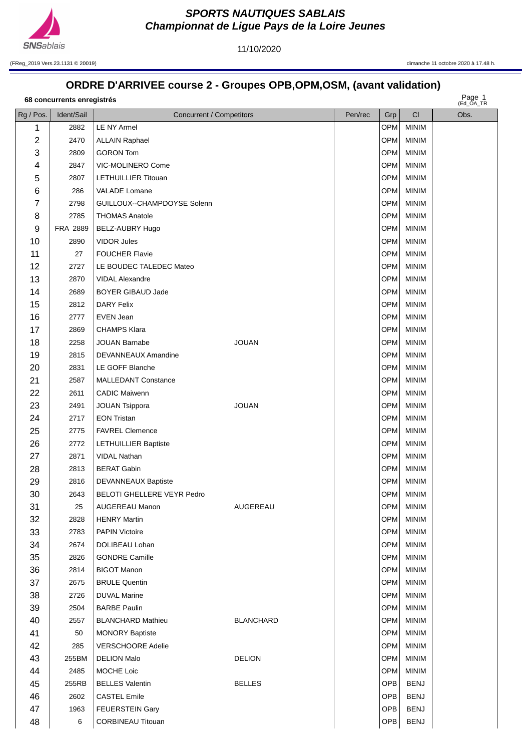# SPORTS NAUTIQUES SABLAIS
## Championnat de Ligue Pays de la Loire Jeunes

11/10/2020

(FReg_2019 Vers.23.1131 © 20019)

dimanche 11 octobre 2020 à 17.48 h.

## ORDRE D'ARRIVEE course 2 - Groupes OPB,OPM,OSM, (avant validation)

**68 concurrents enregistrés**

Page 1 (Ed_OA_TR

| Rg / Pos. | Ident/Sail | Concurrent / Competitors | | Pen/rec | Grp | Cl | Obs. |
|---|---|---|---|---|---|---|---|
| 1 | 2882 | LE NY Armel | | | OPM | MINIM | |
| 2 | 2470 | ALLAIN Raphael | | | OPM | MINIM | |
| 3 | 2809 | GORON Tom | | | OPM | MINIM | |
| 4 | 2847 | VIC-MOLINERO Come | | | OPM | MINIM | |
| 5 | 2807 | LETHUILLIER Titouan | | | OPM | MINIM | |
| 6 | 286 | VALADE Lomane | | | OPM | MINIM | |
| 7 | 2798 | GUILLOUX--CHAMPDOYSE Solenn | | | OPM | MINIM | |
| 8 | 2785 | THOMAS Anatole | | | OPM | MINIM | |
| 9 | FRA 2889 | BELZ-AUBRY Hugo | | | OPM | MINIM | |
| 10 | 2890 | VIDOR Jules | | | OPM | MINIM | |
| 11 | 27 | FOUCHER Flavie | | | OPM | MINIM | |
| 12 | 2727 | LE BOUDEC TALEDEC Mateo | | | OPM | MINIM | |
| 13 | 2870 | VIDAL Alexandre | | | OPM | MINIM | |
| 14 | 2689 | BOYER GIBAUD Jade | | | OPM | MINIM | |
| 15 | 2812 | DARY Felix | | | OPM | MINIM | |
| 16 | 2777 | EVEN Jean | | | OPM | MINIM | |
| 17 | 2869 | CHAMPS Klara | | | OPM | MINIM | |
| 18 | 2258 | JOUAN Barnabe | JOUAN | | OPM | MINIM | |
| 19 | 2815 | DEVANNEAUX Amandine | | | OPM | MINIM | |
| 20 | 2831 | LE GOFF Blanche | | | OPM | MINIM | |
| 21 | 2587 | MALLEDANT Constance | | | OPM | MINIM | |
| 22 | 2611 | CADIC Maiwenn | | | OPM | MINIM | |
| 23 | 2491 | JOUAN Tsippora | JOUAN | | OPM | MINIM | |
| 24 | 2717 | EON Tristan | | | OPM | MINIM | |
| 25 | 2775 | FAVREL Clemence | | | OPM | MINIM | |
| 26 | 2772 | LETHUILLIER Baptiste | | | OPM | MINIM | |
| 27 | 2871 | VIDAL Nathan | | | OPM | MINIM | |
| 28 | 2813 | BERAT Gabin | | | OPM | MINIM | |
| 29 | 2816 | DEVANNEAUX Baptiste | | | OPM | MINIM | |
| 30 | 2643 | BELOTI GHELLERE VEYR Pedro | | | OPM | MINIM | |
| 31 | 25 | AUGEREAU Manon | AUGEREAU | | OPM | MINIM | |
| 32 | 2828 | HENRY Martin | | | OPM | MINIM | |
| 33 | 2783 | PAPIN Victoire | | | OPM | MINIM | |
| 34 | 2674 | DOLIBEAU Lohan | | | OPM | MINIM | |
| 35 | 2826 | GONDRE Camille | | | OPM | MINIM | |
| 36 | 2814 | BIGOT Manon | | | OPM | MINIM | |
| 37 | 2675 | BRULE Quentin | | | OPM | MINIM | |
| 38 | 2726 | DUVAL Marine | | | OPM | MINIM | |
| 39 | 2504 | BARBE Paulin | | | OPM | MINIM | |
| 40 | 2557 | BLANCHARD Mathieu | BLANCHARD | | OPM | MINIM | |
| 41 | 50 | MONORY Baptiste | | | OPM | MINIM | |
| 42 | 285 | VERSCHOORE Adelie | | | OPM | MINIM | |
| 43 | 255BM | DELION Malo | DELION | | OPM | MINIM | |
| 44 | 2485 | MOCHE Loic | | | OPM | MINIM | |
| 45 | 255RB | BELLES Valentin | BELLES | | OPB | BENJ | |
| 46 | 2602 | CASTEL Emile | | | OPB | BENJ | |
| 47 | 1963 | FEUERSTEIN Gary | | | OPB | BENJ | |
| 48 | 6 | CORBINEAU Titouan | | | OPB | BENJ | |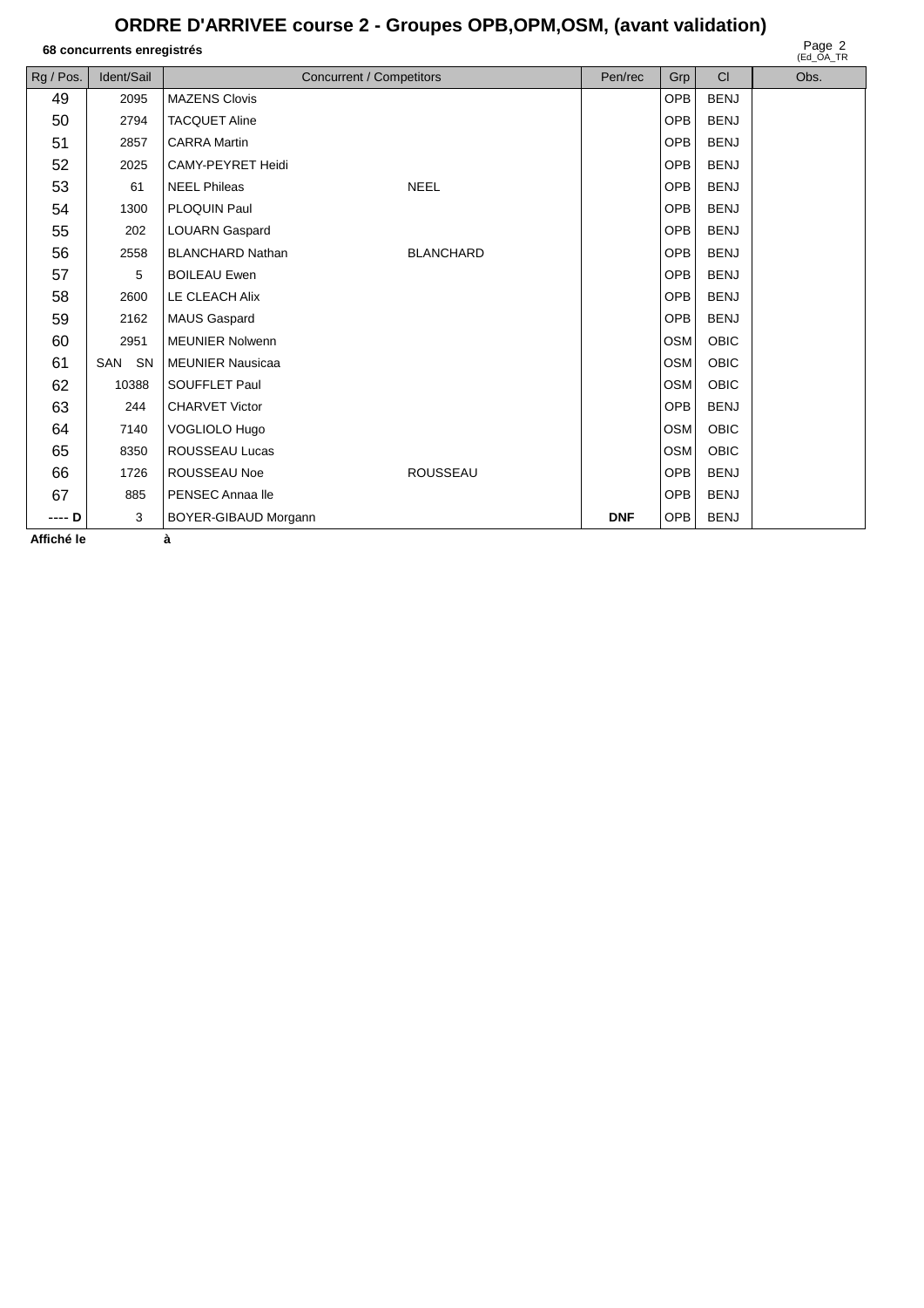# ORDRE D'ARRIVEE course 2 - Groupes OPB,OPM,OSM, (avant validation)

**68 concurrents enregistrés**

| Rg / Pos. | Ident/Sail | Concurrent / Competitors | | Pen/rec | Grp | Cl | Obs. |
|---|---|---|---|---|---|---|---|
| 49 | 2095 | MAZENS Clovis | | | OPB | BENJ | |
| 50 | 2794 | TACQUET Aline | | | OPB | BENJ | |
| 51 | 2857 | CARRA Martin | | | OPB | BENJ | |
| 52 | 2025 | CAMY-PEYRET Heidi | | | OPB | BENJ | |
| 53 | 61 | NEEL Phileas | NEEL | | OPB | BENJ | |
| 54 | 1300 | PLOQUIN Paul | | | OPB | BENJ | |
| 55 | 202 | LOUARN Gaspard | | | OPB | BENJ | |
| 56 | 2558 | BLANCHARD Nathan | BLANCHARD | | OPB | BENJ | |
| 57 | 5 | BOILEAU Ewen | | | OPB | BENJ | |
| 58 | 2600 | LE CLEACH Alix | | | OPB | BENJ | |
| 59 | 2162 | MAUS Gaspard | | | OPB | BENJ | |
| 60 | 2951 | MEUNIER Nolwenn | | | OSM | OBIC | |
| 61 | SAN SN | MEUNIER Nausicaa | | | OSM | OBIC | |
| 62 | 10388 | SOUFFLET Paul | | | OSM | OBIC | |
| 63 | 244 | CHARVET Victor | | | OPB | BENJ | |
| 64 | 7140 | VOGLIOLO Hugo | | | OSM | OBIC | |
| 65 | 8350 | ROUSSEAU Lucas | | | OSM | OBIC | |
| 66 | 1726 | ROUSSEAU Noe | ROUSSEAU | | OPB | BENJ | |
| 67 | 885 | PENSEC Annaa lle | | | OPB | BENJ | |
| ---- D | 3 | BOYER-GIBAUD Morgann | | **DNF** | OPB | BENJ | |

**Affiché le** **à**